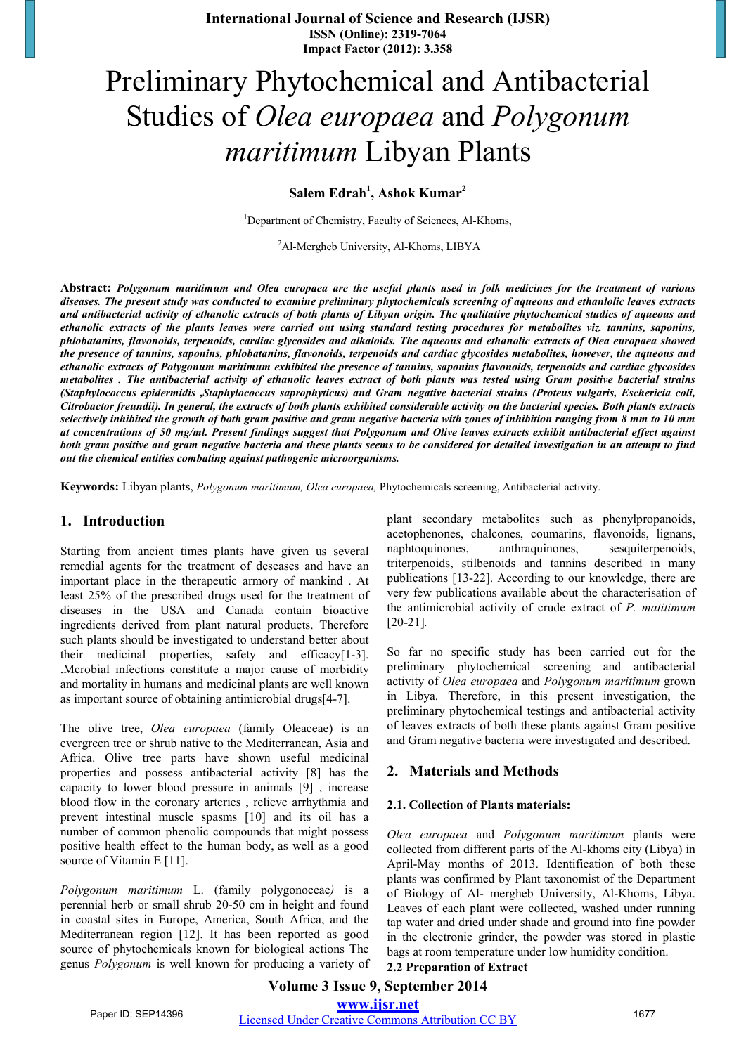# Preliminary Phytochemical and Antibacterial Studies of *Olea europaea* and *Polygonum maritimum* Libyan Plants

**Salem Edrah[1], Ashok Kumar[2]**

[1]Department of Chemistry, Faculty of Sciences, Al-Khoms,

[2]Al-Mergheb University, Al-Khoms, LIBYA

**Abstract:** ***Polygonum maritimum and Olea europaea are the useful plants used in folk medicines for the treatment of various diseases. The present study was conducted to examine preliminary phytochemicals screening of aqueous and ethanlolic leaves extracts and antibacterial activity of ethanolic extracts of both plants of Libyan origin. The qualitative phytochemical studies of aqueous and ethanolic extracts of the plants leaves were carried out using standard testing procedures for metabolites viz. tannins, saponins, phlobatanins, flavonoids, terpenoids, cardiac glycosides and alkaloids. The aqueous and ethanolic extracts of Olea europaea showed the presence of tannins, saponins, phlobatanins, flavonoids, terpenoids and cardiac glycosides metabolites, however, the aqueous and ethanolic extracts of Polygonum maritimum exhibited the presence of tannins, saponins flavonoids, terpenoids and cardiac glycosides metabolites . The antibacterial activity of ethanolic leaves extract of both plants was tested using Gram positive bacterial strains (Staphylococcus epidermidis ,Staphylococcus saprophyticus) and Gram negative bacterial strains (Proteus vulgaris, Eschericia coli, Citrobactor freundii). In general, the extracts of both plants exhibited considerable activity on the bacterial species. Both plants extracts selectively inhibited the growth of both gram positive and gram negative bacteria with zones of inhibition ranging from 8 mm to 10 mm at concentrations of 50 mg/ml. Present findings suggest that Polygonum and Olive leaves extracts exhibit antibacterial effect against both gram positive and gram negative bacteria and these plants seems to be considered for detailed investigation in an attempt to find out the chemical entities combating against pathogenic microorganisms.***

**Keywords:** Libyan plants, *Polygonum maritimum, Olea europaea,* Phytochemicals screening, Antibacterial activity.

## 1. Introduction

Starting from ancient times plants have given us several remedial agents for the treatment of deseases and have an important place in the therapeutic armory of mankind . At least 25% of the prescribed drugs used for the treatment of diseases in the USA and Canada contain bioactive ingredients derived from plant natural products. Therefore such plants should be investigated to understand better about their medicinal properties, safety and efficacy[1-3]. .Mcrobial infections constitute a major cause of morbidity and mortality in humans and medicinal plants are well known as important source of obtaining antimicrobial drugs[4-7].

The olive tree, *Olea europaea* (family Oleaceae) is an evergreen tree or shrub native to the Mediterranean, Asia and Africa. Olive tree parts have shown useful medicinal properties and possess antibacterial activity [8] has the capacity to lower blood pressure in animals [9] , increase blood flow in the coronary arteries , relieve arrhythmia and prevent intestinal muscle spasms [10] and its oil has a number of common phenolic compounds that might possess positive health effect to the human body, as well as a good source of Vitamin E [11].

*Polygonum maritimum* L. (family polygonoceae*)* is a perennial herb or small shrub 20-50 cm in height and found in coastal sites in Europe, America, South Africa, and the Mediterranean region [12]. It has been reported as good source of phytochemicals known for biological actions The genus *Polygonum* is well known for producing a variety of plant secondary metabolites such as phenylpropanoids, acetophenones, chalcones, coumarins, flavonoids, lignans, naphtoquinones, anthraquinones, sesquiterpenoids, triterpenoids, stilbenoids and tannins described in many publications [13-22]. According to our knowledge, there are very few publications available about the characterisation of the antimicrobial activity of crude extract of *P. matitimum* [20-21].

So far no specific study has been carried out for the preliminary phytochemical screening and antibacterial activity of *Olea europaea* and *Polygonum maritimum* grown in Libya. Therefore, in this present investigation, the preliminary phytochemical testings and antibacterial activity of leaves extracts of both these plants against Gram positive and Gram negative bacteria were investigated and described.

## 2. Materials and Methods

### 2.1. Collection of Plants materials:

*Olea europaea* and *Polygonum maritimum* plants were collected from different parts of the Al-khoms city (Libya) in April-May months of 2013. Identification of both these plants was confirmed by Plant taxonomist of the Department of Biology of Al- mergheb University, Al-Khoms, Libya. Leaves of each plant were collected, washed under running tap water and dried under shade and ground into fine powder in the electronic grinder, the powder was stored in plastic bags at room temperature under low humidity condition.

### 2.2 Preparation of Extract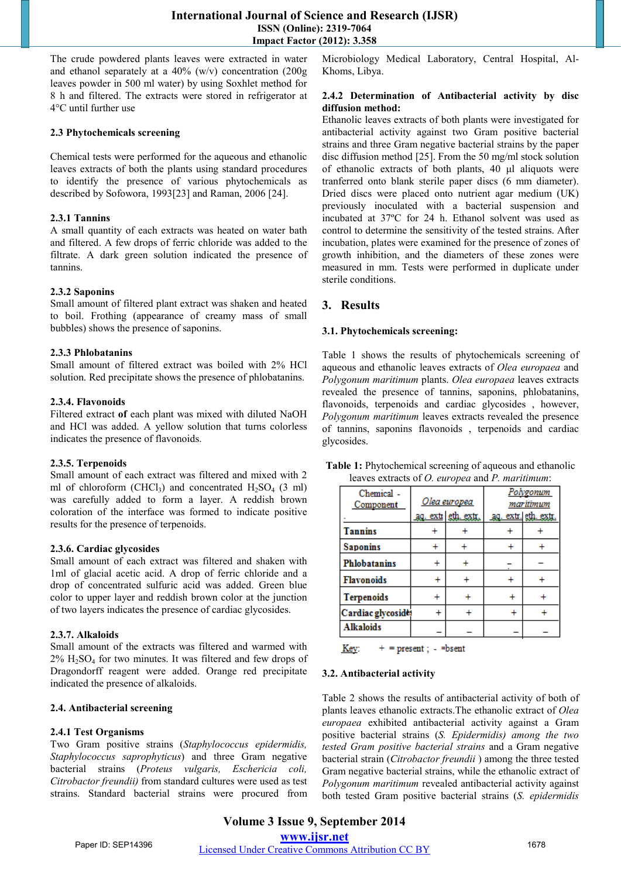The crude powdered plants leaves were extracted in water and ethanol separately at a 40% (w/v) concentration (200g leaves powder in 500 ml water) by using Soxhlet method for 8 h and filtered. The extracts were stored in refrigerator at 4°C until further use

### 2.3 Phytochemicals screening

Chemical tests were performed for the aqueous and ethanolic leaves extracts of both the plants using standard procedures to identify the presence of various phytochemicals as described by Sofowora, 1993[23] and Raman, 2006 [24].

#### 2.3.1 Tannins

A small quantity of each extracts was heated on water bath and filtered. A few drops of ferric chloride was added to the filtrate. A dark green solution indicated the presence of tannins.

#### 2.3.2 Saponins

Small amount of filtered plant extract was shaken and heated to boil. Frothing (appearance of creamy mass of small bubbles) shows the presence of saponins.

#### 2.3.3 Phlobatanins

Small amount of filtered extract was boiled with 2% HCl solution. Red precipitate shows the presence of phlobatanins.

#### 2.3.4. Flavonoids

Filtered extract **of** each plant was mixed with diluted NaOH and HCl was added. A yellow solution that turns colorless indicates the presence of flavonoids.

#### 2.3.5. Terpenoids

Small amount of each extract was filtered and mixed with 2 ml of chloroform ($CHCl_3$) and concentrated $H_2SO_4$ (3 ml) was carefully added to form a layer. A reddish brown coloration of the interface was formed to indicate positive results for the presence of terpenoids.

#### 2.3.6. Cardiac glycosides

Small amount of each extract was filtered and shaken with 1ml of glacial acetic acid. A drop of ferric chloride and a drop of concentrated sulfuric acid was added. Green blue color to upper layer and reddish brown color at the junction of two layers indicates the presence of cardiac glycosides.

#### 2.3.7. Alkaloids

Small amount of the extracts was filtered and warmed with 2% $H_2SO_4$ for two minutes. It was filtered and few drops of Dragondorff reagent were added. Orange red precipitate indicated the presence of alkaloids.

### 2.4. Antibacterial screening

#### 2.4.1 Test Organisms

Two Gram positive strains (*Staphylococcus epidermidis, Staphylococcus saprophyticus*) and three Gram negative bacterial strains (*Proteus vulgaris, Escherícia coli, Citrobactor freundii)* from standard cultures were used as test strains. Standard bacterial strains were procured from Microbiology Medical Laboratory, Central Hospital, Al-Khoms, Libya.

#### 2.4.2 Determination of Antibacterial activity by disc diffusion method:

Ethanolic leaves extracts of both plants were investigated for antibacterial activity against two Gram positive bacterial strains and three Gram negative bacterial strains by the paper disc diffusion method [25]. From the 50 mg/ml stock solution of ethanolic extracts of both plants, 40 µl aliquots were tranferred onto blank sterile paper discs (6 mm diameter). Dried discs were placed onto nutrient agar medium (UK) previously inoculated with a bacterial suspension and incubated at 37ºC for 24 h. Ethanol solvent was used as control to determine the sensitivity of the tested strains. After incubation, plates were examined for the presence of zones of growth inhibition, and the diameters of these zones were measured in mm. Tests were performed in duplicate under sterile conditions.

## 3. Results

### 3.1. Phytochemicals screening:

Table 1 shows the results of phytochemicals screening of aqueous and ethanolic leaves extracts of *Olea europaea* and *Polygonum maritimum* plants. *Olea europaea* leaves extracts revealed the presence of tannins, saponins, phlobatanins, flavonoids, terpenoids and cardiac glycosides , however, *Polygonum maritimum* leaves extracts revealed the presence of tannins, saponins flavonoids , terpenoids and cardiac glycosides.

**Table 1:** Phytochemical screening of aqueous and ethanolic leaves extracts of *O. europea* and *P. maritimum*:

| Chemical - Component | *Olea europea* | | *Polygonum maritimum* | |
|---|---|---|---|---|
| | aq. extr | eth. extr. | aq. extr. | eth. extr. |
| Tannins | + | + | + | + |
| Saponins | + | + | + | + |
| Phlobatanins | + | + | – | – |
| Flavonoids | + | + | + | + |
| Terpenoids | + | + | + | + |
| Cardiac glycosides | + | + | + | + |
| Alkaloids | – | – | – | – |

Key: + = present ; - =bsent

### 3.2. Antibacterial activity

Table 2 shows the results of antibacterial activity of both of plants leaves ethanolic extracts.The ethanolic extract of *Olea europaea* exhibited antibacterial activity against a Gram positive bacterial strains (*S. Epidermidis) among the two tested Gram positive bacterial strains* and a Gram negative bacterial strain (*Citrobactor freundii* ) among the three tested Gram negative bacterial strains, while the ethanolic extract of *Polygonum maritimum* revealed antibacterial activity against both tested Gram positive bacterial strains (*S. epidermidis*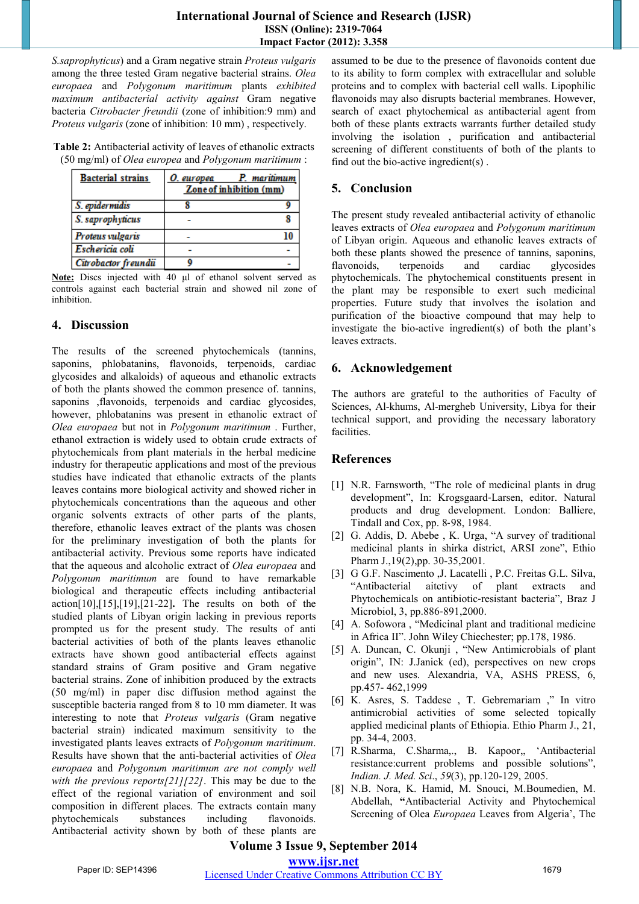*S.saprophyticus*) and a Gram negative strain *Proteus vulgaris* among the three tested Gram negative bacterial strains. *Olea europaea* and *Polygonum maritimum plants exhibited maximum antibacterial activity against* Gram negative bacteria *Citrobacter freundii* (zone of inhibition:9 mm) and *Proteus vulgaris* (zone of inhibition: 10 mm) , respectively.

**Table 2:** Antibacterial activity of leaves of ethanolic extracts (50 mg/ml) of *Olea europea* and *Polygonum maritimum* :

| Bacterial strains | *O. europea* Zone of inhibition (mm) | *P. maritimum* |
|---|---|---|
| *S. epidermidis* | 8 | 9 |
| *S. saprophyticus* | - | 8 |
| *Proteus vulgaris* | - | 10 |
| *Eschericia coli* | - | - |
| *Citrobactor freundii* | 9 | - |

**Note:** Discs injected with 40 µl of ethanol solvent served as controls against each bacterial strain and showed nil zone of inhibition.

## 4. Discussion

The results of the screened phytochemicals (tannins, saponins, phlobatanins, flavonoids, terpenoids, cardiac glycosides and alkaloids) of aqueous and ethanolic extracts of both the plants showed the common presence of. tannins, saponins ,flavonoids, terpenoids and cardiac glycosides, however, phlobatanins was present in ethanolic extract of *Olea europaea* but not in *Polygonum maritimum* . Further, ethanol extraction is widely used to obtain crude extracts of phytochemicals from plant materials in the herbal medicine industry for therapeutic applications and most of the previous studies have indicated that ethanolic extracts of the plants leaves contains more biological activity and showed richer in phytochemicals concentrations than the aqueous and other organic solvents extracts of other parts of the plants, therefore, ethanolic leaves extract of the plants was chosen for the preliminary investigation of both the plants for antibacterial activity. Previous some reports have indicated that the aqueous and alcoholic extract of *Olea europaea* and *Polygonum maritimum* are found to have remarkable biological and therapeutic effects including antibacterial action[10],[15],[19],[21-22]**.** The results on both of the studied plants of Libyan origin lacking in previous reports prompted us for the present study. The results of anti bacterial activities of both of the plants leaves ethanolic extracts have shown good antibacterial effects against standard strains of Gram positive and Gram negative bacterial strains. Zone of inhibition produced by the extracts (50 mg/ml) in paper disc diffusion method against the susceptible bacteria ranged from 8 to 10 mm diameter. It was interesting to note that *Proteus vulgaris* (Gram negative bacterial strain) indicated maximum sensitivity to the investigated plants leaves extracts of *Polygonum maritimum*. Results have shown that the anti-bacterial activities of *Olea europaea* and *Polygonum maritimum are not comply well with the previous reports[21][22]*. This may be due to the effect of the regional variation of environment and soil composition in different places. The extracts contain many phytochemicals substances including flavonoids. Antibacterial activity shown by both of these plants are assumed to be due to the presence of flavonoids content due to its ability to form complex with extracellular and soluble proteins and to complex with bacterial cell walls. Lipophilic flavonoids may also disrupts bacterial membranes. However, search of exact phytochemical as antibacterial agent from both of these plants extracts warrants further detailed study involving the isolation , purification and antibacterial screening of different constituents of both of the plants to find out the bio-active ingredient(s) .

## 5. Conclusion

The present study revealed antibacterial activity of ethanolic leaves extracts of *Olea europaea* and *Polygonum maritimum* of Libyan origin. Aqueous and ethanolic leaves extracts of both these plants showed the presence of tannins, saponins, flavonoids, terpenoids and cardiac glycosides phytochemicals. The phytochemical constituents present in the plant may be responsible to exert such medicinal properties. Future study that involves the isolation and purification of the bioactive compound that may help to investigate the bio-active ingredient(s) of both the plant's leaves extracts.

## 6. Acknowledgement

The authors are grateful to the authorities of Faculty of Sciences, Al-khums, Al-mergheb University, Libya for their technical support, and providing the necessary laboratory facilities.

## References

[1] N.R. Farnsworth, "The role of medicinal plants in drug development", In: Krogsgaard-Larsen, editor. Natural products and drug development. London: Balliere, Tindall and Cox, pp. 8-98, 1984.

[2] G. Addis, D. Abebe , K. Urga, "A survey of traditional medicinal plants in shirka district, ARSI zone", Ethio Pharm J.,19(2),pp. 30-35,2001.

[3] G G.F. Nascimento ,J. Lacatelli , P.C. Freitas G.L. Silva, "Antibacterial aitctivy of plant extracts and Phytochemicals on antibiotic-resistant bacteria", Braz J Microbiol, 3, pp.886-891,2000.

[4] A. Sofowora , "Medicinal plant and traditional medicine in Africa II". John Wiley Chiechester; pp.178, 1986.

[5] A. Duncan, C. Okunji , "New Antimicrobials of plant origin", IN: J.Janick (ed), perspectives on new crops and new uses. Alexandria, VA, ASHS PRESS, 6, pp.457- 462,1999

[6] K. Asres, S. Taddese , T. Gebremariam ," In vitro antimicrobial activities of some selected topically applied medicinal plants of Ethiopia. Ethio Pharm J., 21, pp. 34-4, 2003.

[7] R.Sharma, C.Sharma,., B. Kapoor,, 'Antibacterial resistance:current problems and possible solutions", *Indian. J. Med. Sci*., *59*(3), pp.120-129, 2005.

[8] N.B. Nora, K. Hamid, M. Snouci, M.Boumedien, M. Abdellah, **"**Antibacterial Activity and Phytochemical Screening of Olea *Europaea* Leaves from Algeria', The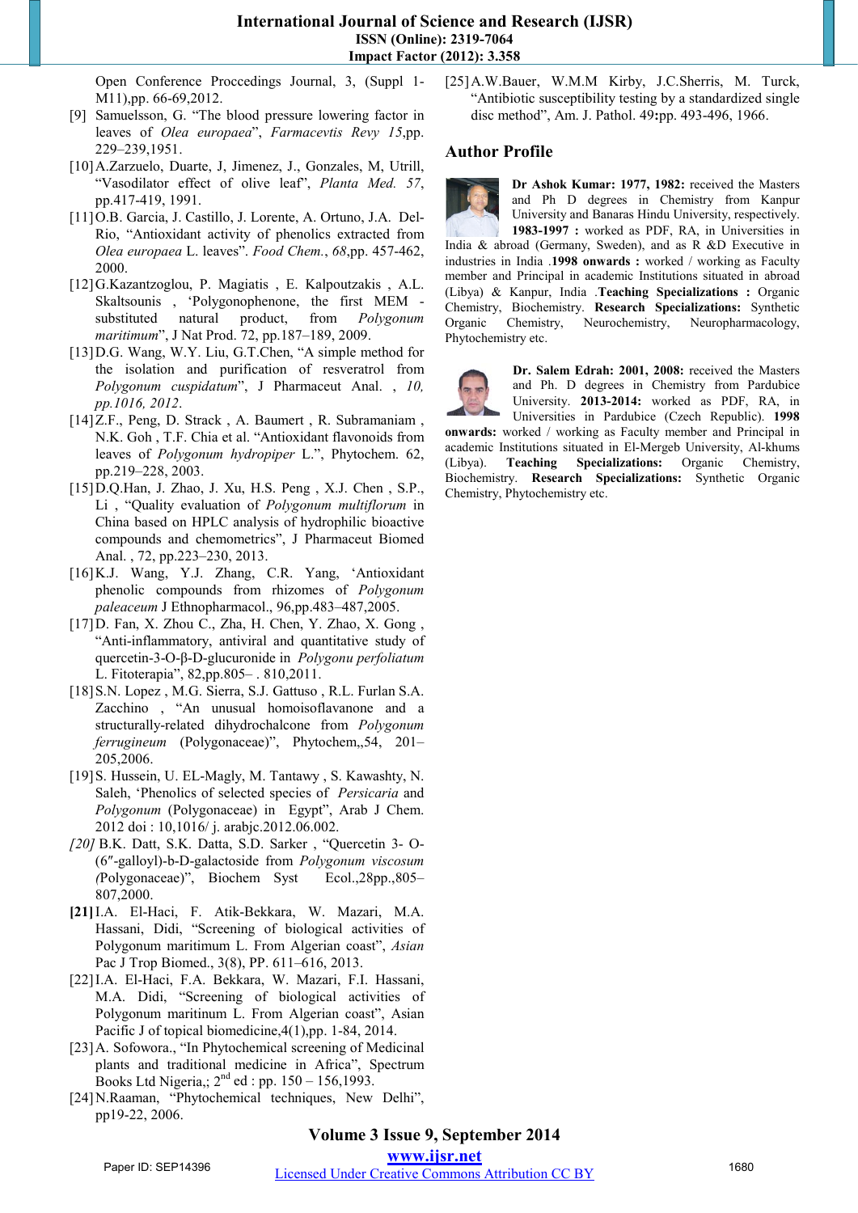Open Conference Proccedings Journal, 3, (Suppl 1-M11),pp. 66-69,2012.

[9] Samuelsson, G. "The blood pressure lowering factor in leaves of *Olea europaea*", *Farmacevtis Revy 15*,pp. 229–239,1951.

[10] A.Zarzuelo, Duarte, J, Jimenez, J., Gonzales, M, Utrill, "Vasodilator effect of olive leaf", *Planta Med. 57*, pp.417-419, 1991.

[11] O.B. Garcia, J. Castillo, J. Lorente, A. Ortuno, J.A. Del-Rio, "Antioxidant activity of phenolics extracted from *Olea europaea* L. leaves". *Food Chem.*, *68*,pp. 457-462, 2000.

[12] G.Kazantzoglou, P. Magiatis , E. Kalpoutzakis , A.L. Skaltsounis , 'Polygonophenone, the first MEM - substituted natural product, from *Polygonum maritimum*", J Nat Prod. 72, pp.187–189, 2009.

[13] D.G. Wang, W.Y. Liu, G.T.Chen, "A simple method for the isolation and purification of resveratrol from *Polygonum cuspidatum*", J Pharmaceut Anal. , *10, pp.1016, 2012*.

[14] Z.F., Peng, D. Strack , A. Baumert , R. Subramaniam , N.K. Goh , T.F. Chia et al. "Antioxidant flavonoids from leaves of *Polygonum hydropiper* L.", Phytochem. 62, pp.219–228, 2003.

[15] D.Q.Han, J. Zhao, J. Xu, H.S. Peng , X.J. Chen , S.P., Li , "Quality evaluation of *Polygonum multiflorum* in China based on HPLC analysis of hydrophilic bioactive compounds and chemometrics", J Pharmaceut Biomed Anal. , 72, pp.223–230, 2013.

[16] K.J. Wang, Y.J. Zhang, C.R. Yang, 'Antioxidant phenolic compounds from rhizomes of *Polygonum paleaceum* J Ethnopharmacol., 96,pp.483–487,2005.

[17] D. Fan, X. Zhou C., Zha, H. Chen, Y. Zhao, X. Gong , "Anti-inflammatory, antiviral and quantitative study of quercetin-3-O-β-D-glucuronide in *Polygonu perfoliatum* L. Fitoterapia", 82,pp.805– . 810,2011.

[18] S.N. Lopez , M.G. Sierra, S.J. Gattuso , R.L. Furlan S.A. Zacchino , "An unusual homoisoflavanone and a structurally-related dihydrochalcone from *Polygonum ferrugineum* (Polygonaceae)", Phytochem,,54, 201–205,2006.

[19] S. Hussein, U. EL-Magly, M. Tantawy , S. Kawashty, N. Saleh, 'Phenolics of selected species of *Persicaria* and *Polygonum* (Polygonaceae) in Egypt", Arab J Chem. 2012 doi : 10,1016/ j. arabjc.2012.06.002.

*[20]* B.K. Datt, S.K. Datta, S.D. Sarker , "Quercetin 3- O-(6″-galloyl)-b-D-galactoside from *Polygonum viscosum (*Polygonaceae)", Biochem Syst Ecol.,28pp.,805–807,2000.

**[21]** I.A. El-Haci, F. Atik-Bekkara, W. Mazari, M.A. Hassani, Didi, "Screening of biological activities of Polygonum maritimum L. From Algerian coast", *Asian* Pac J Trop Biomed., 3(8), PP. 611–616, 2013.

[22] I.A. El-Haci, F.A. Bekkara, W. Mazari, F.I. Hassani, M.A. Didi, "Screening of biological activities of Polygonum maritinum L. From Algerian coast", Asian Pacific J of topical biomedicine,4(1),pp. 1-84, 2014.

[23] A. Sofowora., "In Phytochemical screening of Medicinal plants and traditional medicine in Africa", Spectrum Books Ltd Nigeria,; 2nd ed : pp. 150 – 156,1993.

[24] N.Raaman, "Phytochemical techniques, New Delhi", pp19-22, 2006.

[25] A.W.Bauer, W.M.M Kirby, J.C.Sherris, M. Turck, "Antibiotic susceptibility testing by a standardized single disc method", Am. J. Pathol. 49**:**pp. 493-496, 1966.

## Author Profile

**Dr Ashok Kumar: 1977, 1982:** received the Masters and Ph D degrees in Chemistry from Kanpur University and Banaras Hindu University, respectively. **1983-1997 :** worked as PDF, RA, in Universities in India & abroad (Germany, Sweden), and as R &D Executive in industries in India .**1998 onwards :** worked / working as Faculty member and Principal in academic Institutions situated in abroad (Libya) & Kanpur, India .**Teaching Specializations :** Organic Chemistry, Biochemistry. **Research Specializations:** Synthetic Organic Chemistry, Neurochemistry, Neuropharmacology, Phytochemistry etc.

**Dr. Salem Edrah: 2001, 2008:** received the Masters and Ph. D degrees in Chemistry from Pardubice University. **2013-2014:** worked as PDF, RA, in Universities in Pardubice (Czech Republic). **1998 onwards:** worked / working as Faculty member and Principal in academic Institutions situated in El-Mergeb University, Al-khums (Libya). **Teaching Specializations:** Organic Chemistry, Biochemistry. **Research Specializations:** Synthetic Organic Chemistry, Phytochemistry etc.